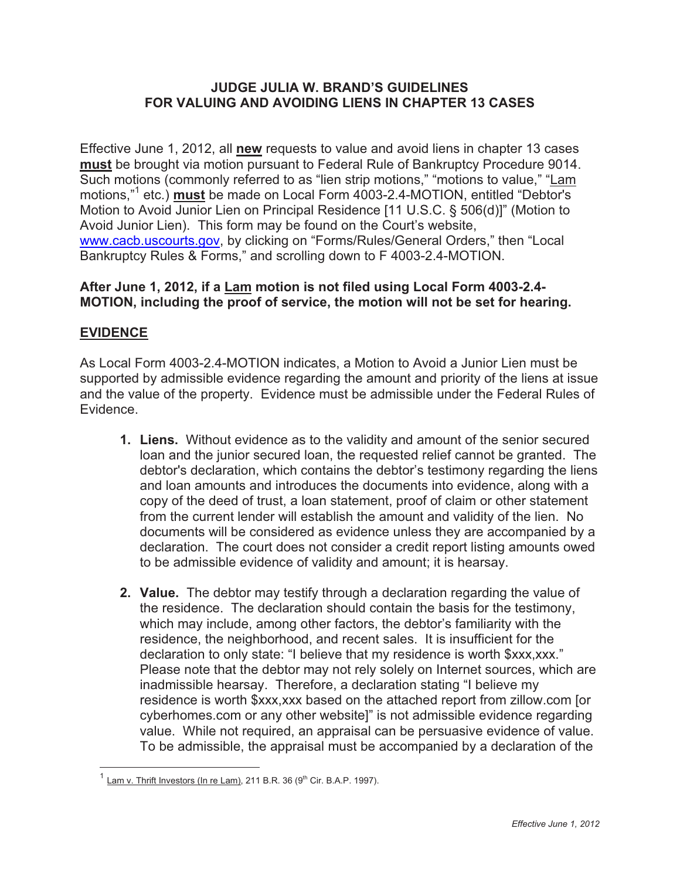# JUDGE JULIA W. BRAND'S GUIDELINES FOR VALUING AND AVOIDING LIENS IN CHAPTER 13 CASES

Effective June 1, 2012, all **new** requests to value and avoid liens in chapter 13 cases **must** be brought via motion pursuant to Federal Rule of Bankruptcy Procedure 9014. Such motions (commonly referred to as "lien strip motions," "motions to value," "Lam motions,"[1] etc.) **must** be made on Local Form 4003-2.4-MOTION, entitled "Debtor's Motion to Avoid Junior Lien on Principal Residence [11 U.S.C. § 506(d)]" (Motion to Avoid Junior Lien). This form may be found on the Court's website, www.cacb.uscourts.gov, by clicking on "Forms/Rules/General Orders," then "Local Bankruptcy Rules & Forms," and scrolling down to F 4003-2.4-MOTION.

**After June 1, 2012, if a Lam motion is not filed using Local Form 4003-2.4-MOTION, including the proof of service, the motion will not be set for hearing.**

## EVIDENCE

As Local Form 4003-2.4-MOTION indicates, a Motion to Avoid a Junior Lien must be supported by admissible evidence regarding the amount and priority of the liens at issue and the value of the property. Evidence must be admissible under the Federal Rules of Evidence.

1. **Liens.** Without evidence as to the validity and amount of the senior secured loan and the junior secured loan, the requested relief cannot be granted. The debtor's declaration, which contains the debtor's testimony regarding the liens and loan amounts and introduces the documents into evidence, along with a copy of the deed of trust, a loan statement, proof of claim or other statement from the current lender will establish the amount and validity of the lien. No documents will be considered as evidence unless they are accompanied by a declaration. The court does not consider a credit report listing amounts owed to be admissible evidence of validity and amount; it is hearsay.

2. **Value.** The debtor may testify through a declaration regarding the value of the residence. The declaration should contain the basis for the testimony, which may include, among other factors, the debtor's familiarity with the residence, the neighborhood, and recent sales. It is insufficient for the declaration to only state: "I believe that my residence is worth $xxx,xxx." Please note that the debtor may not rely solely on Internet sources, which are inadmissible hearsay. Therefore, a declaration stating "I believe my residence is worth $xxx,xxx based on the attached report from zillow.com [or cyberhomes.com or any other website]" is not admissible evidence regarding value. While not required, an appraisal can be persuasive evidence of value. To be admissible, the appraisal must be accompanied by a declaration of the

---

[1] Lam v. Thrift Investors (In re Lam), 211 B.R. 36 (9th Cir. B.A.P. 1997).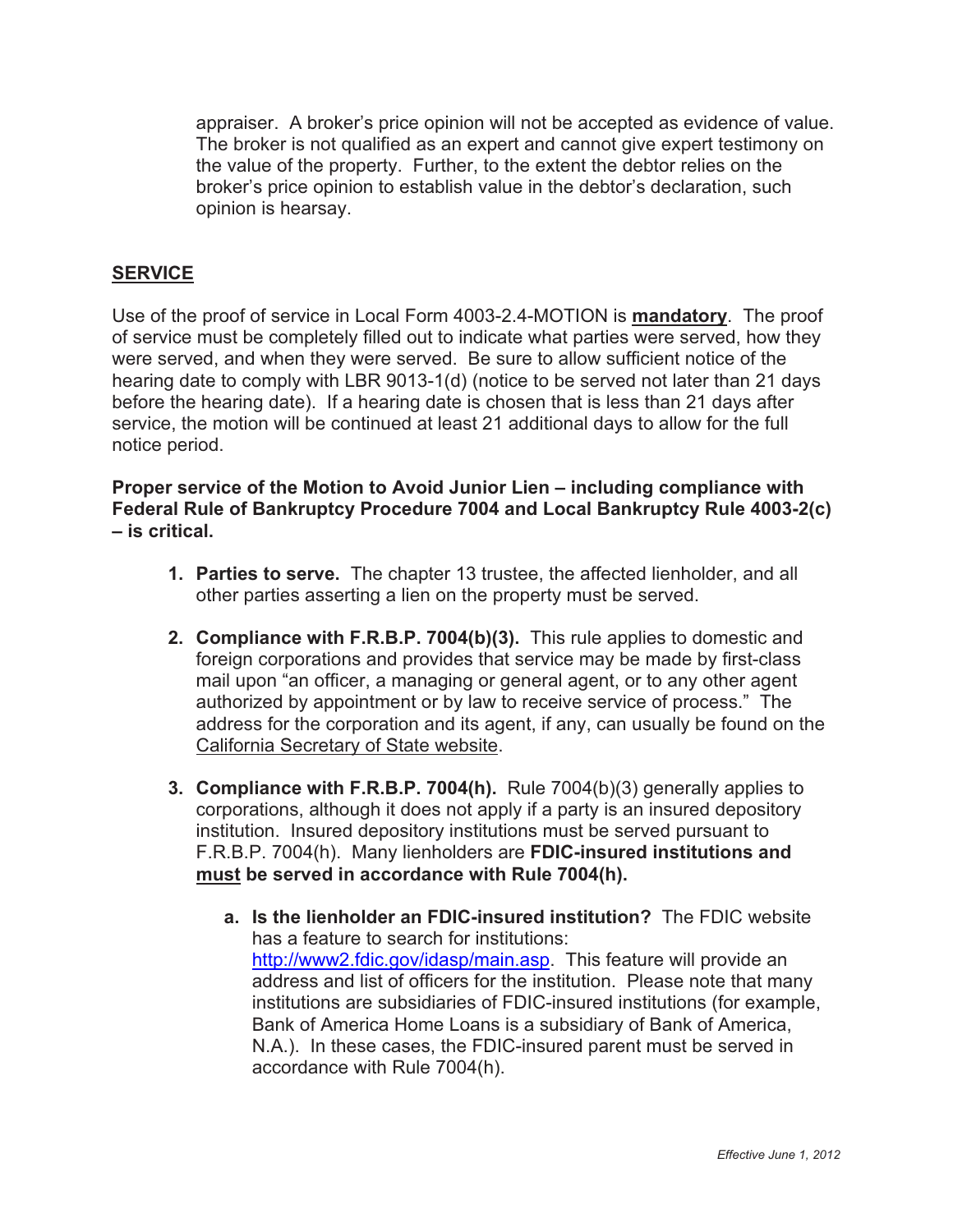appraiser. A broker's price opinion will not be accepted as evidence of value. The broker is not qualified as an expert and cannot give expert testimony on the value of the property. Further, to the extent the debtor relies on the broker's price opinion to establish value in the debtor's declaration, such opinion is hearsay.

## SERVICE

Use of the proof of service in Local Form 4003-2.4-MOTION is **mandatory**. The proof of service must be completely filled out to indicate what parties were served, how they were served, and when they were served. Be sure to allow sufficient notice of the hearing date to comply with LBR 9013-1(d) (notice to be served not later than 21 days before the hearing date). If a hearing date is chosen that is less than 21 days after service, the motion will be continued at least 21 additional days to allow for the full notice period.

**Proper service of the Motion to Avoid Junior Lien – including compliance with Federal Rule of Bankruptcy Procedure 7004 and Local Bankruptcy Rule 4003-2(c) – is critical.**

1. **Parties to serve.** The chapter 13 trustee, the affected lienholder, and all other parties asserting a lien on the property must be served.

2. **Compliance with F.R.B.P. 7004(b)(3).** This rule applies to domestic and foreign corporations and provides that service may be made by first-class mail upon "an officer, a managing or general agent, or to any other agent authorized by appointment or by law to receive service of process." The address for the corporation and its agent, if any, can usually be found on the California Secretary of State website.

3. **Compliance with F.R.B.P. 7004(h).** Rule 7004(b)(3) generally applies to corporations, although it does not apply if a party is an insured depository institution. Insured depository institutions must be served pursuant to F.R.B.P. 7004(h). Many lienholders are **FDIC-insured institutions and must be served in accordance with Rule 7004(h).**

   a. **Is the lienholder an FDIC-insured institution?** The FDIC website has a feature to search for institutions: http://www2.fdic.gov/idasp/main.asp. This feature will provide an address and list of officers for the institution. Please note that many institutions are subsidiaries of FDIC-insured institutions (for example, Bank of America Home Loans is a subsidiary of Bank of America, N.A.). In these cases, the FDIC-insured parent must be served in accordance with Rule 7004(h).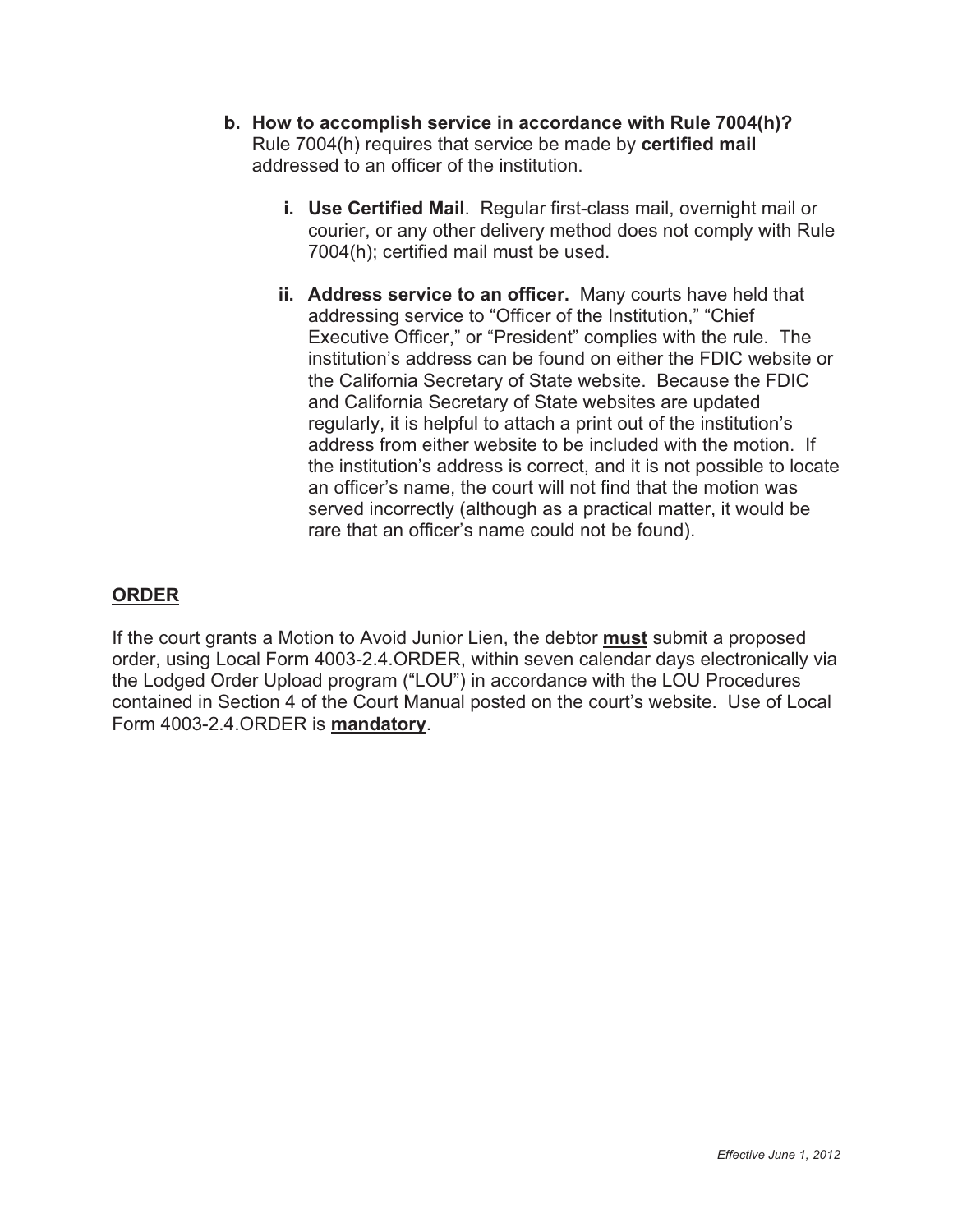**b. How to accomplish service in accordance with Rule 7004(h)?** Rule 7004(h) requires that service be made by **certified mail** addressed to an officer of the institution.

   **i. Use Certified Mail**. Regular first-class mail, overnight mail or courier, or any other delivery method does not comply with Rule 7004(h); certified mail must be used.

   **ii. Address service to an officer.** Many courts have held that addressing service to "Officer of the Institution," "Chief Executive Officer," or "President" complies with the rule. The institution's address can be found on either the FDIC website or the California Secretary of State website. Because the FDIC and California Secretary of State websites are updated regularly, it is helpful to attach a print out of the institution's address from either website to be included with the motion. If the institution's address is correct, and it is not possible to locate an officer's name, the court will not find that the motion was served incorrectly (although as a practical matter, it would be rare that an officer's name could not be found).

## ORDER

If the court grants a Motion to Avoid Junior Lien, the debtor **must** submit a proposed order, using Local Form 4003-2.4.ORDER, within seven calendar days electronically via the Lodged Order Upload program ("LOU") in accordance with the LOU Procedures contained in Section 4 of the Court Manual posted on the court's website. Use of Local Form 4003-2.4.ORDER is **mandatory**.

*Effective June 1, 2012*